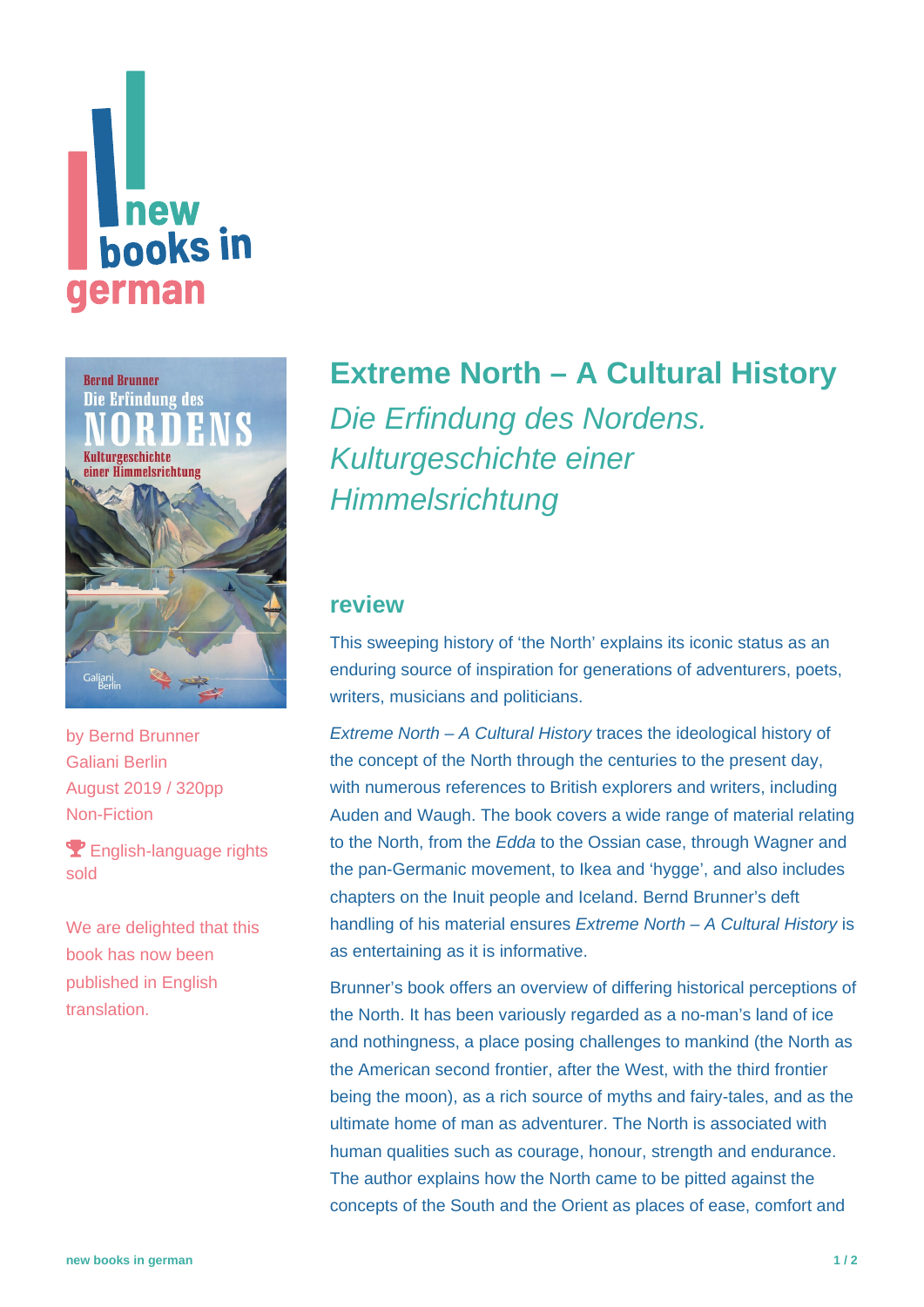# Extreme North – A Cultural History

*Die Erfindung des Nordens. Kulturgeschichte einer Himmelsrichtung*

by Bernd Brunner
Galiani Berlin
August 2019 / 320pp
Non-Fiction

English-language rights sold

We are delighted that this book has now been published in English translation.

## review

This sweeping history of 'the North' explains its iconic status as an enduring source of inspiration for generations of adventurers, poets, writers, musicians and politicians.

*Extreme North – A Cultural History* traces the ideological history of the concept of the North through the centuries to the present day, with numerous references to British explorers and writers, including Auden and Waugh. The book covers a wide range of material relating to the North, from the *Edda* to the Ossian case, through Wagner and the pan-Germanic movement, to Ikea and 'hygge', and also includes chapters on the Inuit people and Iceland. Bernd Brunner's deft handling of his material ensures *Extreme North – A Cultural History* is as entertaining as it is informative.

Brunner's book offers an overview of differing historical perceptions of the North. It has been variously regarded as a no-man's land of ice and nothingness, a place posing challenges to mankind (the North as the American second frontier, after the West, with the third frontier being the moon), as a rich source of myths and fairy-tales, and as the ultimate home of man as adventurer. The North is associated with human qualities such as courage, honour, strength and endurance. The author explains how the North came to be pitted against the concepts of the South and the Orient as places of ease, comfort and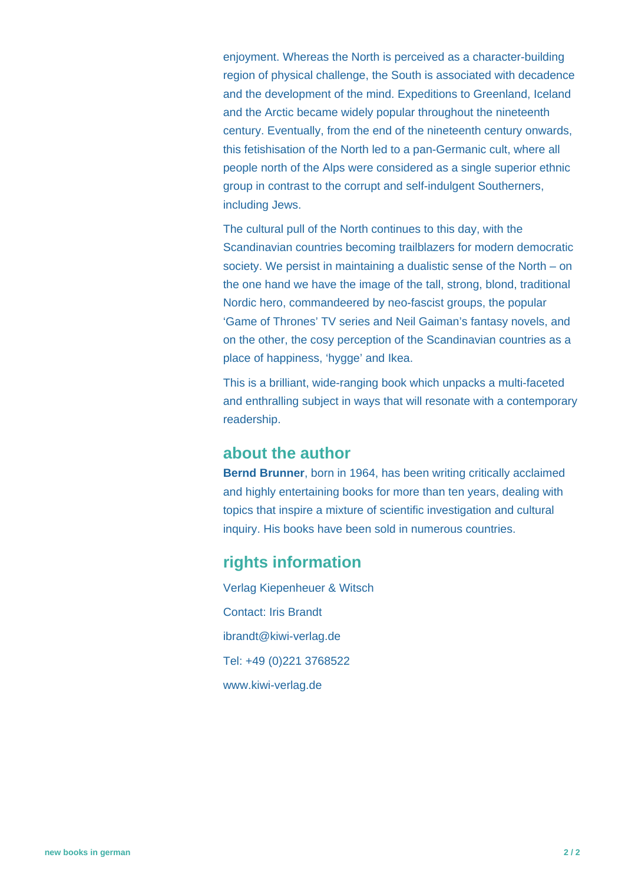enjoyment. Whereas the North is perceived as a character-building region of physical challenge, the South is associated with decadence and the development of the mind. Expeditions to Greenland, Iceland and the Arctic became widely popular throughout the nineteenth century. Eventually, from the end of the nineteenth century onwards, this fetishisation of the North led to a pan-Germanic cult, where all people north of the Alps were considered as a single superior ethnic group in contrast to the corrupt and self-indulgent Southerners, including Jews.

The cultural pull of the North continues to this day, with the Scandinavian countries becoming trailblazers for modern democratic society. We persist in maintaining a dualistic sense of the North – on the one hand we have the image of the tall, strong, blond, traditional Nordic hero, commandeered by neo-fascist groups, the popular 'Game of Thrones' TV series and Neil Gaiman's fantasy novels, and on the other, the cosy perception of the Scandinavian countries as a place of happiness, 'hygge' and Ikea.

This is a brilliant, wide-ranging book which unpacks a multi-faceted and enthralling subject in ways that will resonate with a contemporary readership.

## about the author

**Bernd Brunner**, born in 1964, has been writing critically acclaimed and highly entertaining books for more than ten years, dealing with topics that inspire a mixture of scientific investigation and cultural inquiry. His books have been sold in numerous countries.

## rights information

Verlag Kiepenheuer & Witsch

Contact: Iris Brandt

ibrandt@kiwi-verlag.de

Tel: +49 (0)221 3768522

www.kiwi-verlag.de